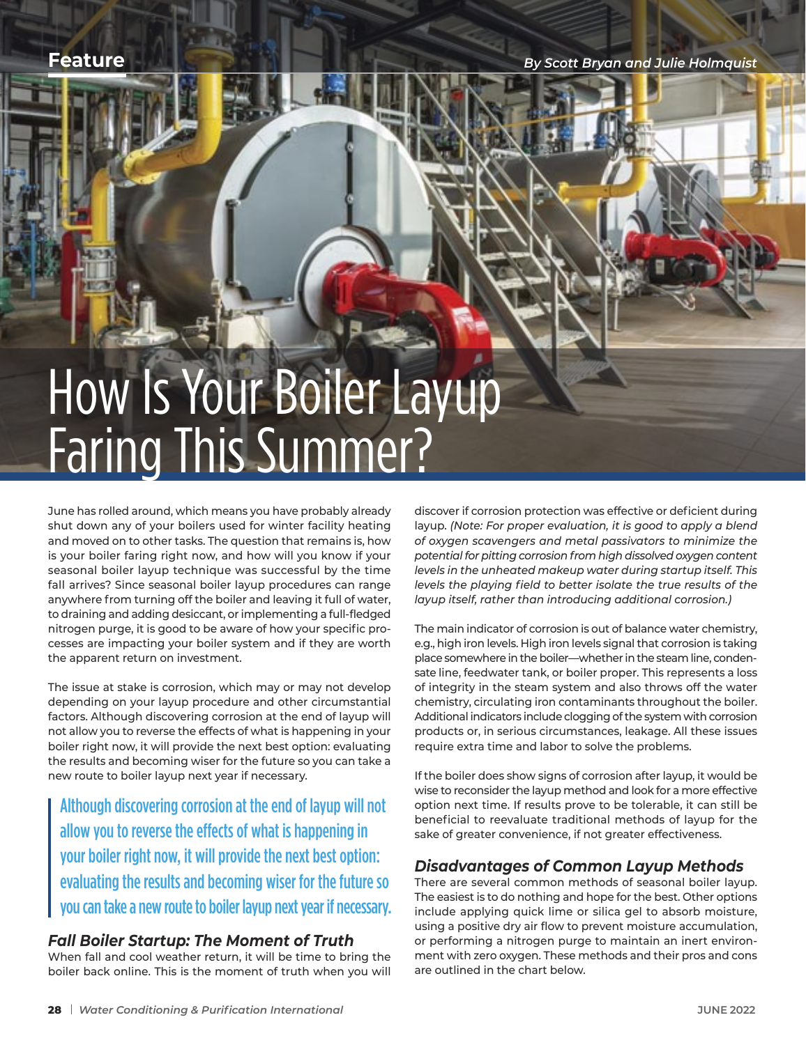Feature

*By Scott Bryan and Julie Holmquist*

# How Is Your Boiler Layup Faring This Summer?

June has rolled around, which means you have probably already shut down any of your boilers used for winter facility heating and moved on to other tasks. The question that remains is, how is your boiler faring right now, and how will you know if your seasonal boiler layup technique was successful by the time fall arrives? Since seasonal boiler layup procedures can range anywhere from turning off the boiler and leaving it full of water, to draining and adding desiccant, or implementing a full-fledged nitrogen purge, it is good to be aware of how your specific processes are impacting your boiler system and if they are worth the apparent return on investment.

The issue at stake is corrosion, which may or may not develop depending on your layup procedure and other circumstantial factors. Although discovering corrosion at the end of layup will not allow you to reverse the effects of what is happening in your boiler right now, it will provide the next best option: evaluating the results and becoming wiser for the future so you can take a new route to boiler layup next year if necessary.

> Although discovering corrosion at the end of layup will not allow you to reverse the effects of what is happening in your boiler right now, it will provide the next best option: evaluating the results and becoming wiser for the future so you can take a new route to boiler layup next year if necessary.

### Fall Boiler Startup: The Moment of Truth

When fall and cool weather return, it will be time to bring the boiler back online. This is the moment of truth when you will discover if corrosion protection was effective or deficient during layup. *(Note: For proper evaluation, it is good to apply a blend of oxygen scavengers and metal passivators to minimize the potential for pitting corrosion from high dissolved oxygen content levels in the unheated makeup water during startup itself. This levels the playing field to better isolate the true results of the layup itself, rather than introducing additional corrosion.)*

The main indicator of corrosion is out of balance water chemistry, e.g., high iron levels. High iron levels signal that corrosion is taking place somewhere in the boiler—whether in the steam line, condensate line, feedwater tank, or boiler proper. This represents a loss of integrity in the steam system and also throws off the water chemistry, circulating iron contaminants throughout the boiler. Additional indicators include clogging of the system with corrosion products or, in serious circumstances, leakage. All these issues require extra time and labor to solve the problems.

If the boiler does show signs of corrosion after layup, it would be wise to reconsider the layup method and look for a more effective option next time. If results prove to be tolerable, it can still be beneficial to reevaluate traditional methods of layup for the sake of greater convenience, if not greater effectiveness.

### Disadvantages of Common Layup Methods

There are several common methods of seasonal boiler layup. The easiest is to do nothing and hope for the best. Other options include applying quick lime or silica gel to absorb moisture, using a positive dry air flow to prevent moisture accumulation, or performing a nitrogen purge to maintain an inert environment with zero oxygen. These methods and their pros and cons are outlined in the chart below.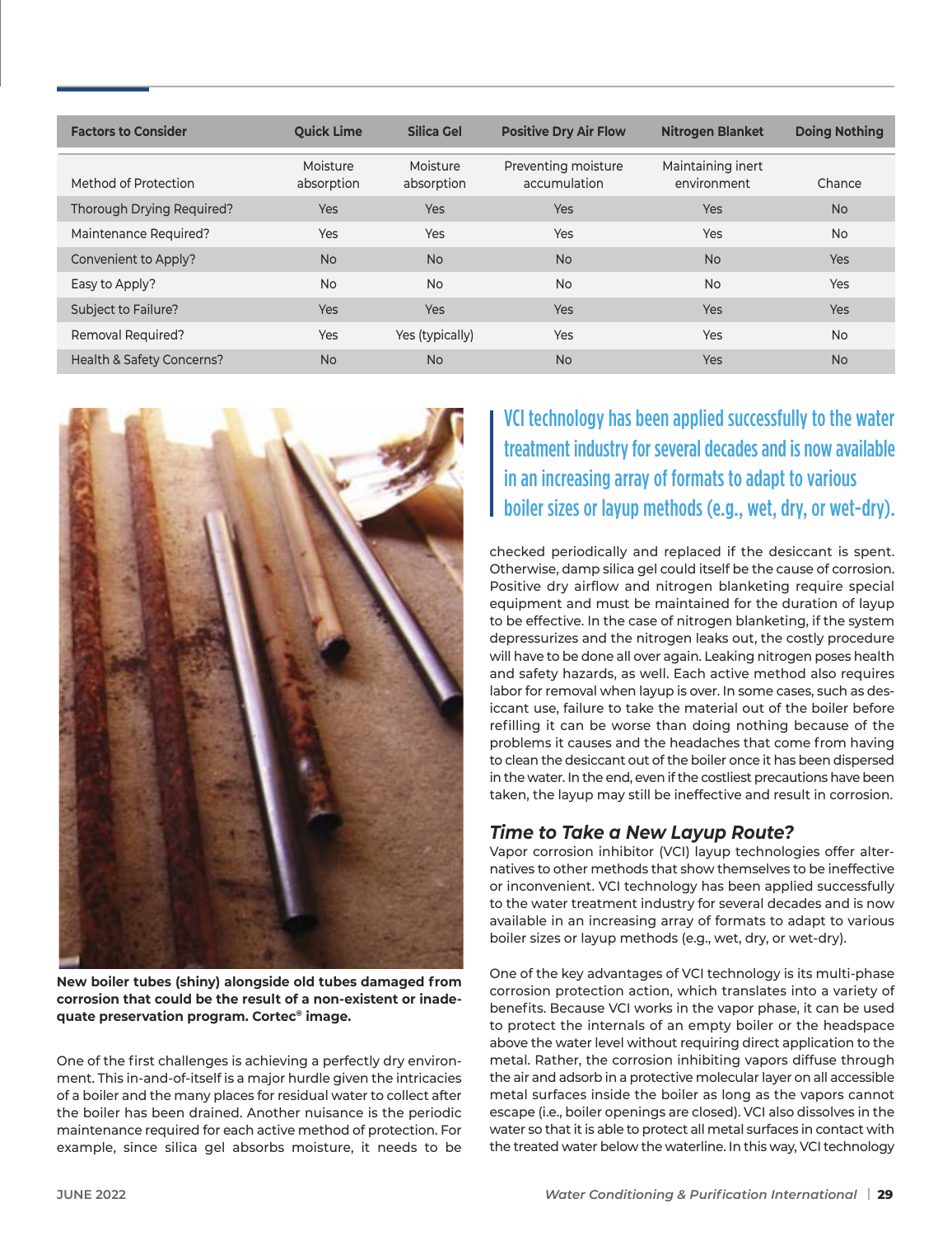| Factors to Consider | Quick Lime | Silica Gel | Positive Dry Air Flow | Nitrogen Blanket | Doing Nothing |
|---|---|---|---|---|---|
| Method of Protection | Moisture absorption | Moisture absorption | Preventing moisture accumulation | Maintaining inert environment | Chance |
| Thorough Drying Required? | Yes | Yes | Yes | Yes | No |
| Maintenance Required? | Yes | Yes | Yes | Yes | No |
| Convenient to Apply? | No | No | No | No | Yes |
| Easy to Apply? | No | No | No | No | Yes |
| Subject to Failure? | Yes | Yes | Yes | Yes | Yes |
| Removal Required? | Yes | Yes (typically) | Yes | Yes | No |
| Health & Safety Concerns? | No | No | No | Yes | No |

**New boiler tubes (shiny) alongside old tubes damaged from corrosion that could be the result of a non-existent or inadequate preservation program. Cortec® image.**

One of the first challenges is achieving a perfectly dry environment. This in-and-of-itself is a major hurdle given the intricacies of a boiler and the many places for residual water to collect after the boiler has been drained. Another nuisance is the periodic maintenance required for each active method of protection. For example, since silica gel absorbs moisture, it needs to be checked periodically and replaced if the desiccant is spent. Otherwise, damp silica gel could itself be the cause of corrosion. Positive dry airflow and nitrogen blanketing require special equipment and must be maintained for the duration of layup to be effective. In the case of nitrogen blanketing, if the system depressurizes and the nitrogen leaks out, the costly procedure will have to be done all over again. Leaking nitrogen poses health and safety hazards, as well. Each active method also requires labor for removal when layup is over. In some cases, such as desiccant use, failure to take the material out of the boiler before refilling it can be worse than doing nothing because of the problems it causes and the headaches that come from having to clean the desiccant out of the boiler once it has been dispersed in the water. In the end, even if the costliest precautions have been taken, the layup may still be ineffective and result in corrosion.

> VCI technology has been applied successfully to the water treatment industry for several decades and is now available in an increasing array of formats to adapt to various boiler sizes or layup methods (e.g., wet, dry, or wet-dry).

## *Time to Take a New Layup Route?*

Vapor corrosion inhibitor (VCI) layup technologies offer alternatives to other methods that show themselves to be ineffective or inconvenient. VCI technology has been applied successfully to the water treatment industry for several decades and is now available in an increasing array of formats to adapt to various boiler sizes or layup methods (e.g., wet, dry, or wet-dry).

One of the key advantages of VCI technology is its multi-phase corrosion protection action, which translates into a variety of benefits. Because VCI works in the vapor phase, it can be used to protect the internals of an empty boiler or the headspace above the water level without requiring direct application to the metal. Rather, the corrosion inhibiting vapors diffuse through the air and adsorb in a protective molecular layer on all accessible metal surfaces inside the boiler as long as the vapors cannot escape (i.e., boiler openings are closed). VCI also dissolves in the water so that it is able to protect all metal surfaces in contact with the treated water below the waterline. In this way, VCI technology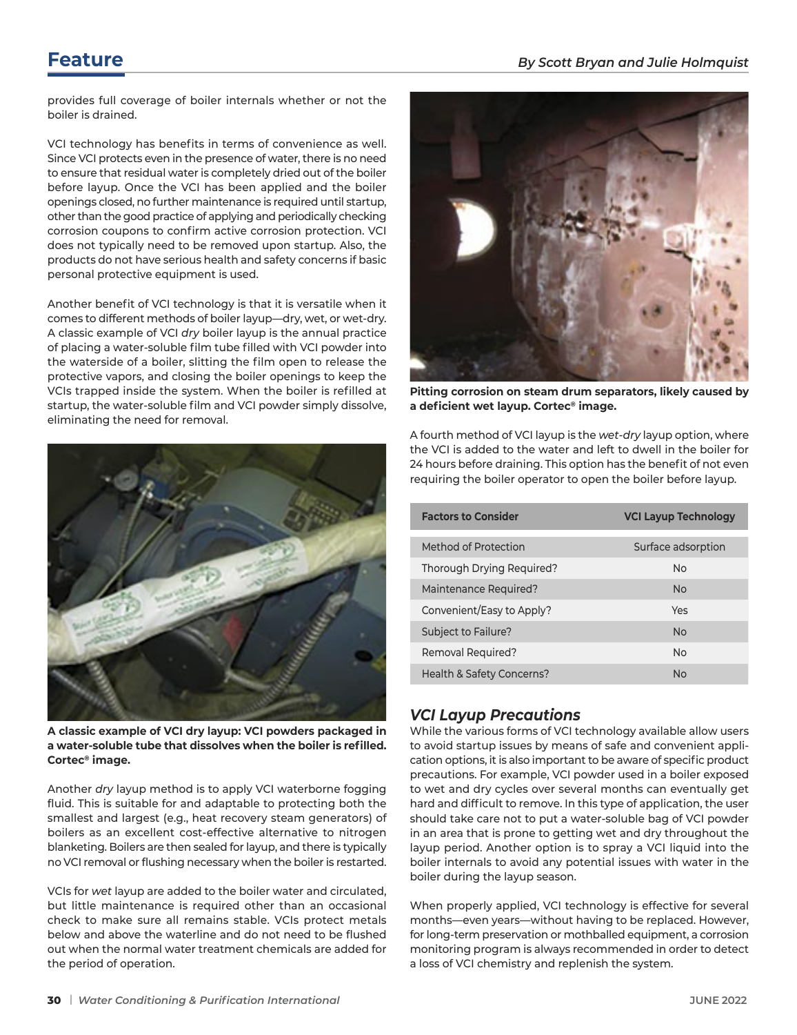provides full coverage of boiler internals whether or not the boiler is drained.

VCI technology has benefits in terms of convenience as well. Since VCI protects even in the presence of water, there is no need to ensure that residual water is completely dried out of the boiler before layup. Once the VCI has been applied and the boiler openings closed, no further maintenance is required until startup, other than the good practice of applying and periodically checking corrosion coupons to confirm active corrosion protection. VCI does not typically need to be removed upon startup. Also, the products do not have serious health and safety concerns if basic personal protective equipment is used.

Another benefit of VCI technology is that it is versatile when it comes to different methods of boiler layup—dry, wet, or wet-dry. A classic example of VCI *dry* boiler layup is the annual practice of placing a water-soluble film tube filled with VCI powder into the waterside of a boiler, slitting the film open to release the protective vapors, and closing the boiler openings to keep the VCIs trapped inside the system. When the boiler is refilled at startup, the water-soluble film and VCI powder simply dissolve, eliminating the need for removal.

**A classic example of VCI dry layup: VCI powders packaged in a water-soluble tube that dissolves when the boiler is refilled. Cortec® image.**

Another *dry* layup method is to apply VCI waterborne fogging fluid. This is suitable for and adaptable to protecting both the smallest and largest (e.g., heat recovery steam generators) of boilers as an excellent cost-effective alternative to nitrogen blanketing. Boilers are then sealed for layup, and there is typically no VCI removal or flushing necessary when the boiler is restarted.

VCIs for *wet* layup are added to the boiler water and circulated, but little maintenance is required other than an occasional check to make sure all remains stable. VCIs protect metals below and above the waterline and do not need to be flushed out when the normal water treatment chemicals are added for the period of operation.

**Pitting corrosion on steam drum separators, likely caused by a deficient wet layup. Cortec® image.**

A fourth method of VCI layup is the *wet-dry* layup option, where the VCI is added to the water and left to dwell in the boiler for 24 hours before draining. This option has the benefit of not even requiring the boiler operator to open the boiler before layup.

| Factors to Consider | VCI Layup Technology |
| --- | --- |
| Method of Protection | Surface adsorption |
| Thorough Drying Required? | No |
| Maintenance Required? | No |
| Convenient/Easy to Apply? | Yes |
| Subject to Failure? | No |
| Removal Required? | No |
| Health & Safety Concerns? | No |

## *VCI Layup Precautions*

While the various forms of VCI technology available allow users to avoid startup issues by means of safe and convenient application options, it is also important to be aware of specific product precautions. For example, VCI powder used in a boiler exposed to wet and dry cycles over several months can eventually get hard and difficult to remove. In this type of application, the user should take care not to put a water-soluble bag of VCI powder in an area that is prone to getting wet and dry throughout the layup period. Another option is to spray a VCI liquid into the boiler internals to avoid any potential issues with water in the boiler during the layup season.

When properly applied, VCI technology is effective for several months—even years—without having to be replaced. However, for long-term preservation or mothballed equipment, a corrosion monitoring program is always recommended in order to detect a loss of VCI chemistry and replenish the system.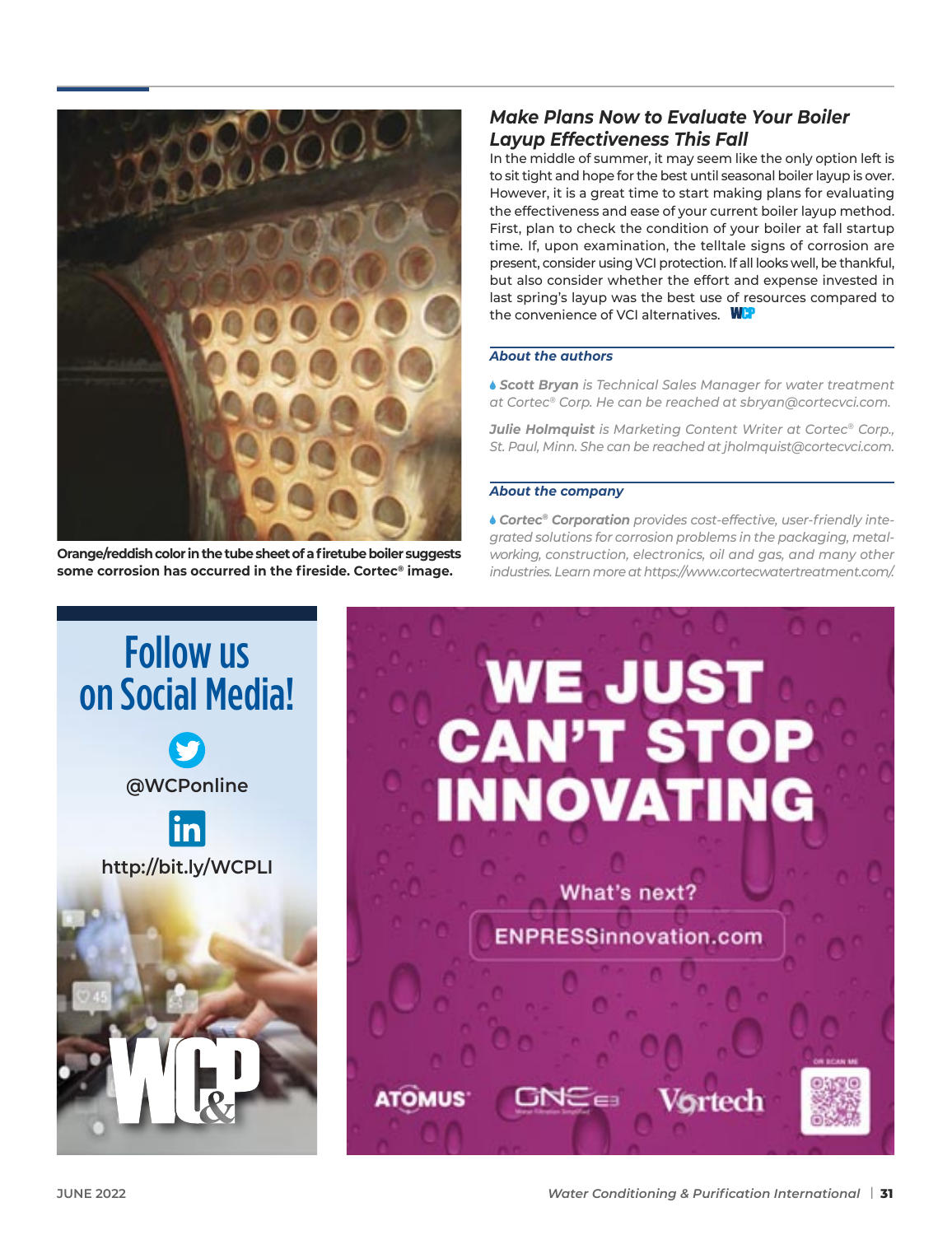## *Make Plans Now to Evaluate Your Boiler Layup Effectiveness This Fall*

In the middle of summer, it may seem like the only option left is to sit tight and hope for the best until seasonal boiler layup is over. However, it is a great time to start making plans for evaluating the effectiveness and ease of your current boiler layup method. First, plan to check the condition of your boiler at fall startup time. If, upon examination, the telltale signs of corrosion are present, consider using VCI protection. If all looks well, be thankful, but also consider whether the effort and expense invested in last spring's layup was the best use of resources compared to the convenience of VCI alternatives.

Orange/reddish color in the tube sheet of a firetube boiler suggests some corrosion has occurred in the fireside. Cortec® image.

### *About the authors*

***Scott Bryan*** *is Technical Sales Manager for water treatment at Cortec® Corp. He can be reached at sbryan@cortecvci.com.*

***Julie Holmquist*** *is Marketing Content Writer at Cortec® Corp., St. Paul, Minn. She can be reached at jholmquist@cortecvci.com.*

### *About the company*

***Cortec® Corporation*** *provides cost-effective, user-friendly integrated solutions for corrosion problems in the packaging, metalworking, construction, electronics, oil and gas, and many other industries. Learn more at https://www.cortecwatertreatment.com/.*

Follow us on Social Media!

@WCPonline

http://bit.ly/WCPLI

WE JUST CAN'T STOP INNOVATING

What's next?

ENPRESSinnovation.com